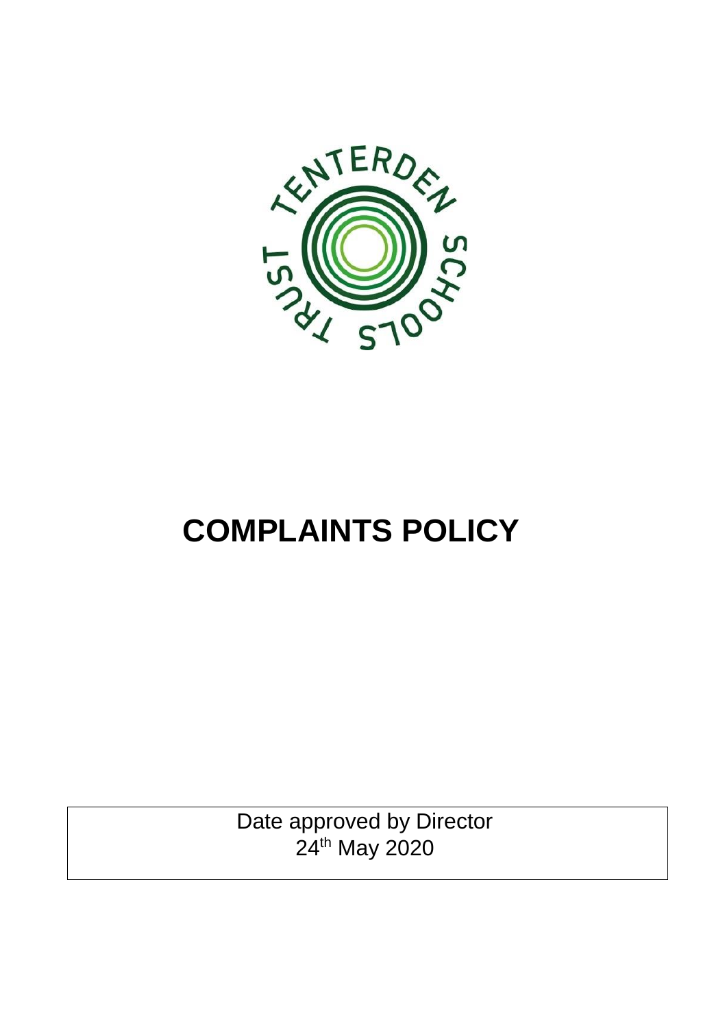# COMPLAINTS POLICY

| Date approved by Director 24th May 2020 |
|---|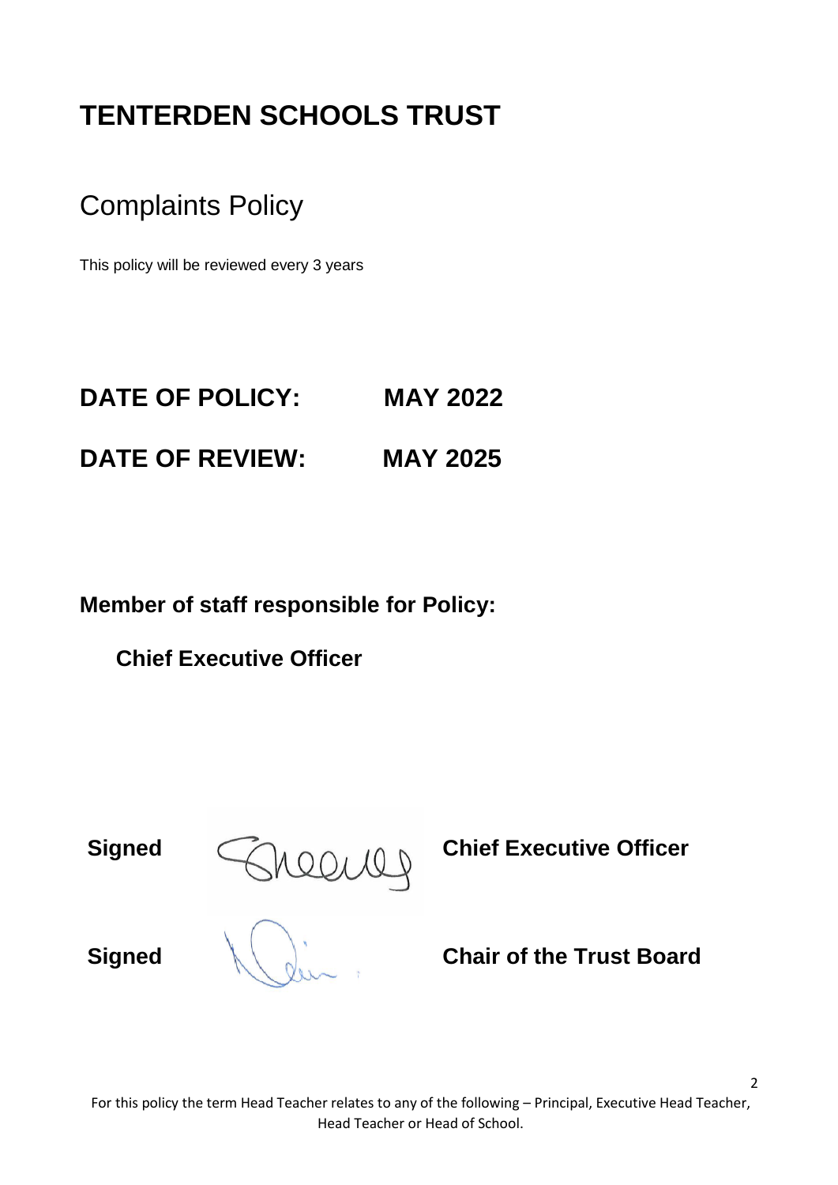# TENTERDEN SCHOOLS TRUST

## Complaints Policy

This policy will be reviewed every 3 years

**DATE OF POLICY: MAY 2022**

**DATE OF REVIEW: MAY 2025**

**Member of staff responsible for Policy:**

**Chief Executive Officer**

**Signed** **Chief Executive Officer**

**Signed** **Chair of the Trust Board**

For this policy the term Head Teacher relates to any of the following – Principal, Executive Head Teacher, Head Teacher or Head of School.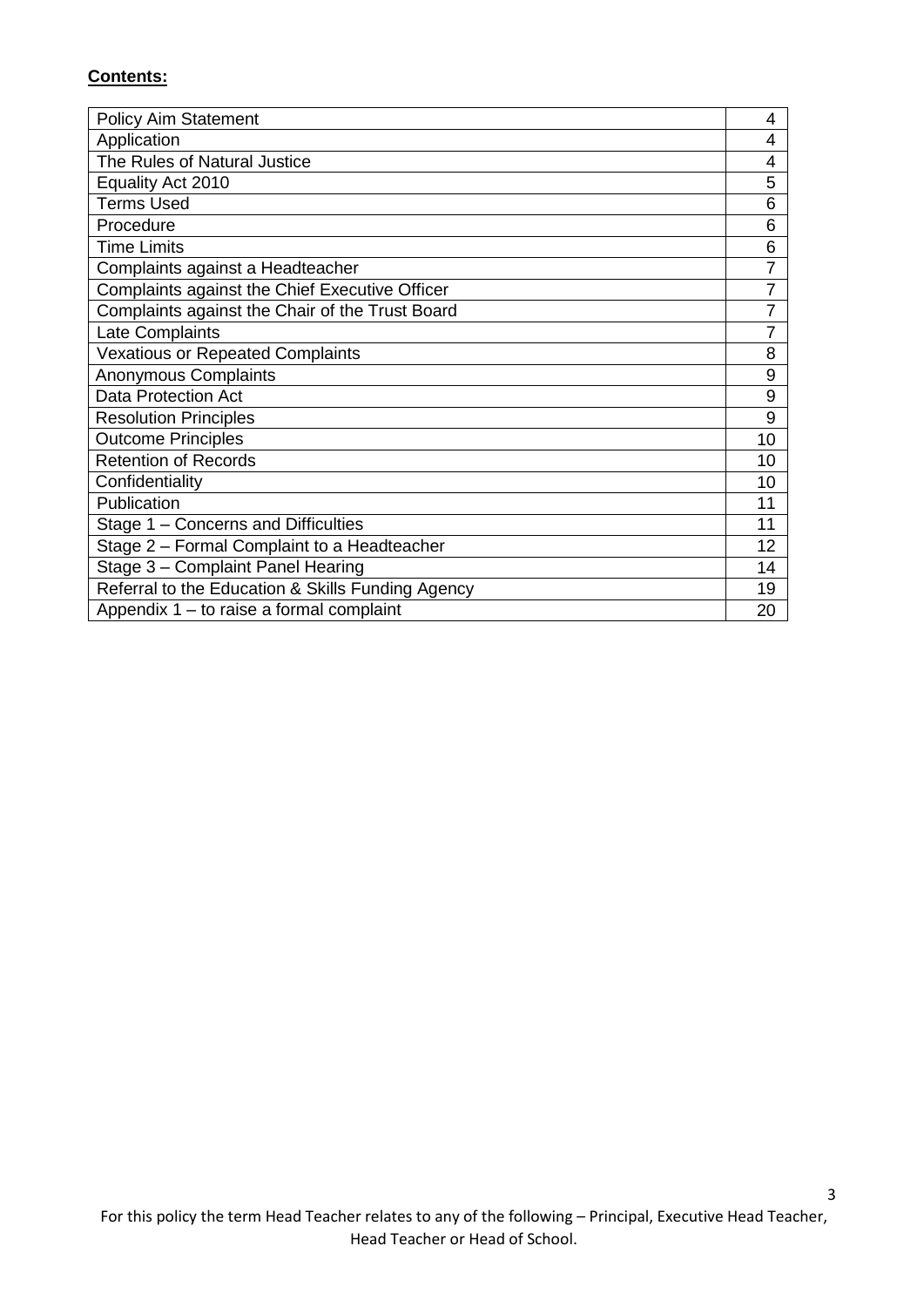**Contents:**

| | |
|---|---|
| Policy Aim Statement | 4 |
| Application | 4 |
| The Rules of Natural Justice | 4 |
| Equality Act 2010 | 5 |
| Terms Used | 6 |
| Procedure | 6 |
| Time Limits | 6 |
| Complaints against a Headteacher | 7 |
| Complaints against the Chief Executive Officer | 7 |
| Complaints against the Chair of the Trust Board | 7 |
| Late Complaints | 7 |
| Vexatious or Repeated Complaints | 8 |
| Anonymous Complaints | 9 |
| Data Protection Act | 9 |
| Resolution Principles | 9 |
| Outcome Principles | 10 |
| Retention of Records | 10 |
| Confidentiality | 10 |
| Publication | 11 |
| Stage 1 – Concerns and Difficulties | 11 |
| Stage 2 – Formal Complaint to a Headteacher | 12 |
| Stage 3 – Complaint Panel Hearing | 14 |
| Referral to the Education & Skills Funding Agency | 19 |
| Appendix 1 – to raise a formal complaint | 20 |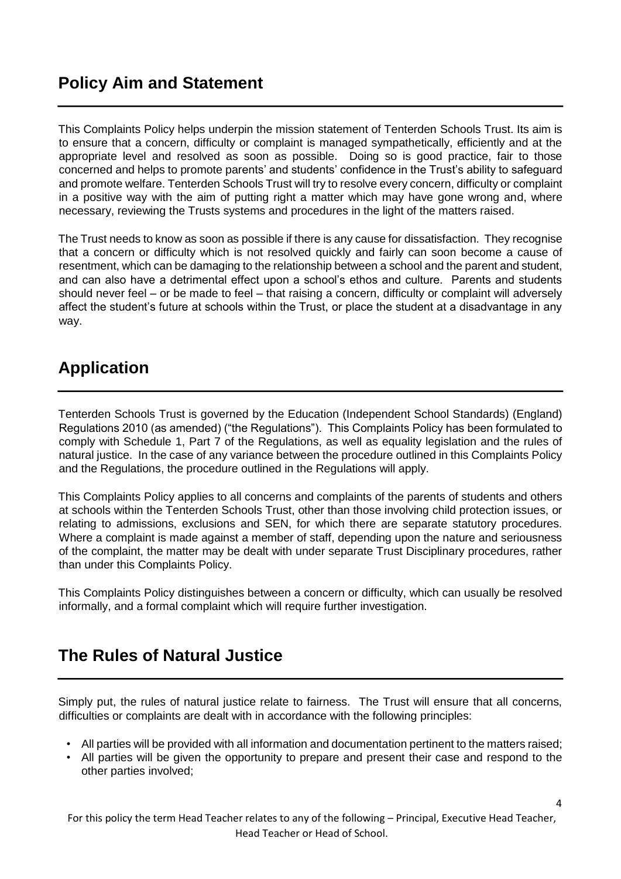## Policy Aim and Statement

This Complaints Policy helps underpin the mission statement of Tenterden Schools Trust. Its aim is to ensure that a concern, difficulty or complaint is managed sympathetically, efficiently and at the appropriate level and resolved as soon as possible. Doing so is good practice, fair to those concerned and helps to promote parents' and students' confidence in the Trust's ability to safeguard and promote welfare. Tenterden Schools Trust will try to resolve every concern, difficulty or complaint in a positive way with the aim of putting right a matter which may have gone wrong and, where necessary, reviewing the Trusts systems and procedures in the light of the matters raised.

The Trust needs to know as soon as possible if there is any cause for dissatisfaction. They recognise that a concern or difficulty which is not resolved quickly and fairly can soon become a cause of resentment, which can be damaging to the relationship between a school and the parent and student, and can also have a detrimental effect upon a school's ethos and culture. Parents and students should never feel – or be made to feel – that raising a concern, difficulty or complaint will adversely affect the student's future at schools within the Trust, or place the student at a disadvantage in any way.

## Application

Tenterden Schools Trust is governed by the Education (Independent School Standards) (England) Regulations 2010 (as amended) ("the Regulations"). This Complaints Policy has been formulated to comply with Schedule 1, Part 7 of the Regulations, as well as equality legislation and the rules of natural justice. In the case of any variance between the procedure outlined in this Complaints Policy and the Regulations, the procedure outlined in the Regulations will apply.

This Complaints Policy applies to all concerns and complaints of the parents of students and others at schools within the Tenterden Schools Trust, other than those involving child protection issues, or relating to admissions, exclusions and SEN, for which there are separate statutory procedures. Where a complaint is made against a member of staff, depending upon the nature and seriousness of the complaint, the matter may be dealt with under separate Trust Disciplinary procedures, rather than under this Complaints Policy.

This Complaints Policy distinguishes between a concern or difficulty, which can usually be resolved informally, and a formal complaint which will require further investigation.

## The Rules of Natural Justice

Simply put, the rules of natural justice relate to fairness. The Trust will ensure that all concerns, difficulties or complaints are dealt with in accordance with the following principles:

- All parties will be provided with all information and documentation pertinent to the matters raised;
- All parties will be given the opportunity to prepare and present their case and respond to the other parties involved;

For this policy the term Head Teacher relates to any of the following – Principal, Executive Head Teacher, Head Teacher or Head of School.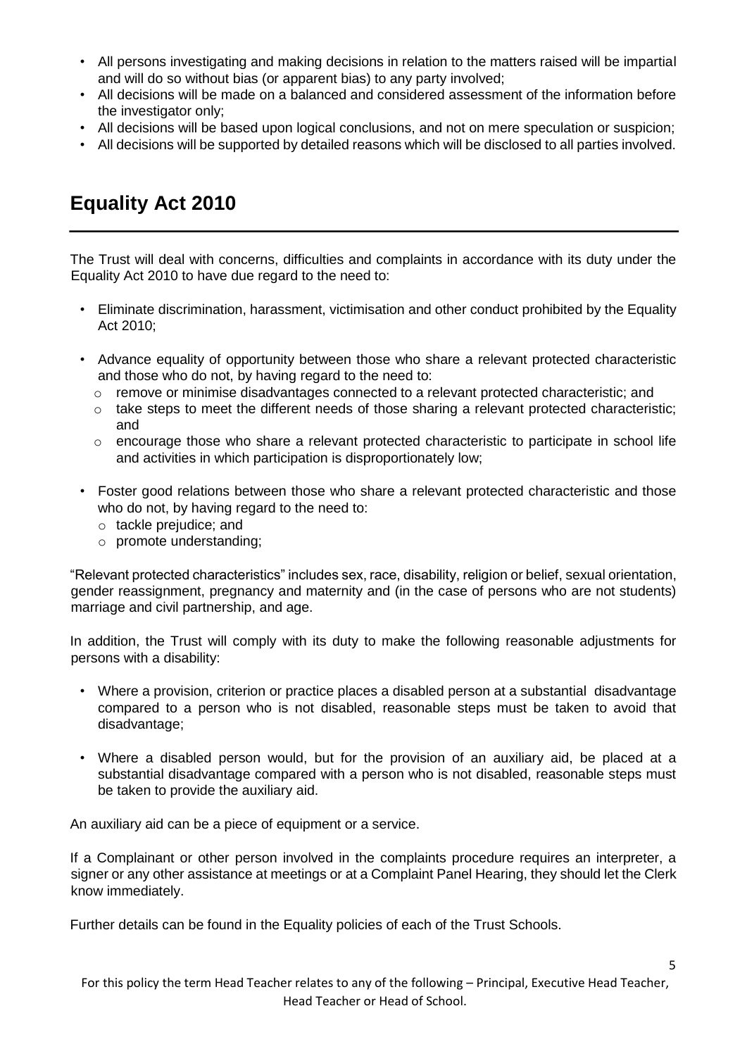- All persons investigating and making decisions in relation to the matters raised will be impartial and will do so without bias (or apparent bias) to any party involved;
- All decisions will be made on a balanced and considered assessment of the information before the investigator only;
- All decisions will be based upon logical conclusions, and not on mere speculation or suspicion;
- All decisions will be supported by detailed reasons which will be disclosed to all parties involved.

## Equality Act 2010

The Trust will deal with concerns, difficulties and complaints in accordance with its duty under the Equality Act 2010 to have due regard to the need to:

- Eliminate discrimination, harassment, victimisation and other conduct prohibited by the Equality Act 2010;
- Advance equality of opportunity between those who share a relevant protected characteristic and those who do not, by having regard to the need to:
  - remove or minimise disadvantages connected to a relevant protected characteristic; and
  - take steps to meet the different needs of those sharing a relevant protected characteristic; and
  - encourage those who share a relevant protected characteristic to participate in school life and activities in which participation is disproportionately low;
- Foster good relations between those who share a relevant protected characteristic and those who do not, by having regard to the need to:
  - tackle prejudice; and
  - promote understanding;

"Relevant protected characteristics" includes sex, race, disability, religion or belief, sexual orientation, gender reassignment, pregnancy and maternity and (in the case of persons who are not students) marriage and civil partnership, and age.

In addition, the Trust will comply with its duty to make the following reasonable adjustments for persons with a disability:

- Where a provision, criterion or practice places a disabled person at a substantial disadvantage compared to a person who is not disabled, reasonable steps must be taken to avoid that disadvantage;
- Where a disabled person would, but for the provision of an auxiliary aid, be placed at a substantial disadvantage compared with a person who is not disabled, reasonable steps must be taken to provide the auxiliary aid.

An auxiliary aid can be a piece of equipment or a service.

If a Complainant or other person involved in the complaints procedure requires an interpreter, a signer or any other assistance at meetings or at a Complaint Panel Hearing, they should let the Clerk know immediately.

Further details can be found in the Equality policies of each of the Trust Schools.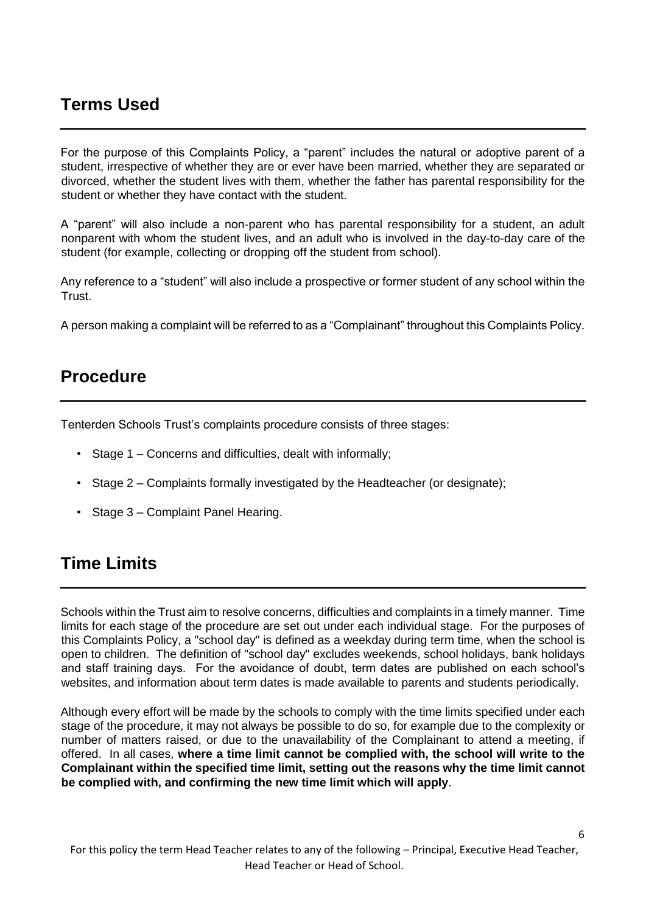## Terms Used

For the purpose of this Complaints Policy, a "parent" includes the natural or adoptive parent of a student, irrespective of whether they are or ever have been married, whether they are separated or divorced, whether the student lives with them, whether the father has parental responsibility for the student or whether they have contact with the student.

A "parent" will also include a non-parent who has parental responsibility for a student, an adult nonparent with whom the student lives, and an adult who is involved in the day-to-day care of the student (for example, collecting or dropping off the student from school).

Any reference to a "student" will also include a prospective or former student of any school within the Trust.

A person making a complaint will be referred to as a "Complainant" throughout this Complaints Policy.

## Procedure

Tenterden Schools Trust's complaints procedure consists of three stages:

- Stage 1 – Concerns and difficulties, dealt with informally;
- Stage 2 – Complaints formally investigated by the Headteacher (or designate);
- Stage 3 – Complaint Panel Hearing.

## Time Limits

Schools within the Trust aim to resolve concerns, difficulties and complaints in a timely manner. Time limits for each stage of the procedure are set out under each individual stage. For the purposes of this Complaints Policy, a "school day" is defined as a weekday during term time, when the school is open to children. The definition of "school day" excludes weekends, school holidays, bank holidays and staff training days. For the avoidance of doubt, term dates are published on each school's websites, and information about term dates is made available to parents and students periodically.

Although every effort will be made by the schools to comply with the time limits specified under each stage of the procedure, it may not always be possible to do so, for example due to the complexity or number of matters raised, or due to the unavailability of the Complainant to attend a meeting, if offered. In all cases, **where a time limit cannot be complied with, the school will write to the Complainant within the specified time limit, setting out the reasons why the time limit cannot be complied with, and confirming the new time limit which will apply**.

For this policy the term Head Teacher relates to any of the following – Principal, Executive Head Teacher, Head Teacher or Head of School.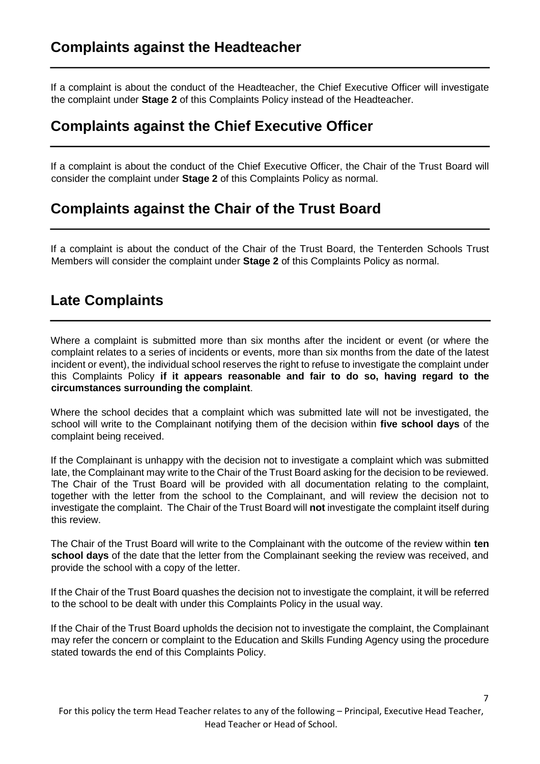## Complaints against the Headteacher

If a complaint is about the conduct of the Headteacher, the Chief Executive Officer will investigate the complaint under **Stage 2** of this Complaints Policy instead of the Headteacher.

## Complaints against the Chief Executive Officer

If a complaint is about the conduct of the Chief Executive Officer, the Chair of the Trust Board will consider the complaint under **Stage 2** of this Complaints Policy as normal.

## Complaints against the Chair of the Trust Board

If a complaint is about the conduct of the Chair of the Trust Board, the Tenterden Schools Trust Members will consider the complaint under **Stage 2** of this Complaints Policy as normal.

## Late Complaints

Where a complaint is submitted more than six months after the incident or event (or where the complaint relates to a series of incidents or events, more than six months from the date of the latest incident or event), the individual school reserves the right to refuse to investigate the complaint under this Complaints Policy **if it appears reasonable and fair to do so, having regard to the circumstances surrounding the complaint**.

Where the school decides that a complaint which was submitted late will not be investigated, the school will write to the Complainant notifying them of the decision within **five school days** of the complaint being received.

If the Complainant is unhappy with the decision not to investigate a complaint which was submitted late, the Complainant may write to the Chair of the Trust Board asking for the decision to be reviewed. The Chair of the Trust Board will be provided with all documentation relating to the complaint, together with the letter from the school to the Complainant, and will review the decision not to investigate the complaint. The Chair of the Trust Board will **not** investigate the complaint itself during this review.

The Chair of the Trust Board will write to the Complainant with the outcome of the review within **ten school days** of the date that the letter from the Complainant seeking the review was received, and provide the school with a copy of the letter.

If the Chair of the Trust Board quashes the decision not to investigate the complaint, it will be referred to the school to be dealt with under this Complaints Policy in the usual way.

If the Chair of the Trust Board upholds the decision not to investigate the complaint, the Complainant may refer the concern or complaint to the Education and Skills Funding Agency using the procedure stated towards the end of this Complaints Policy.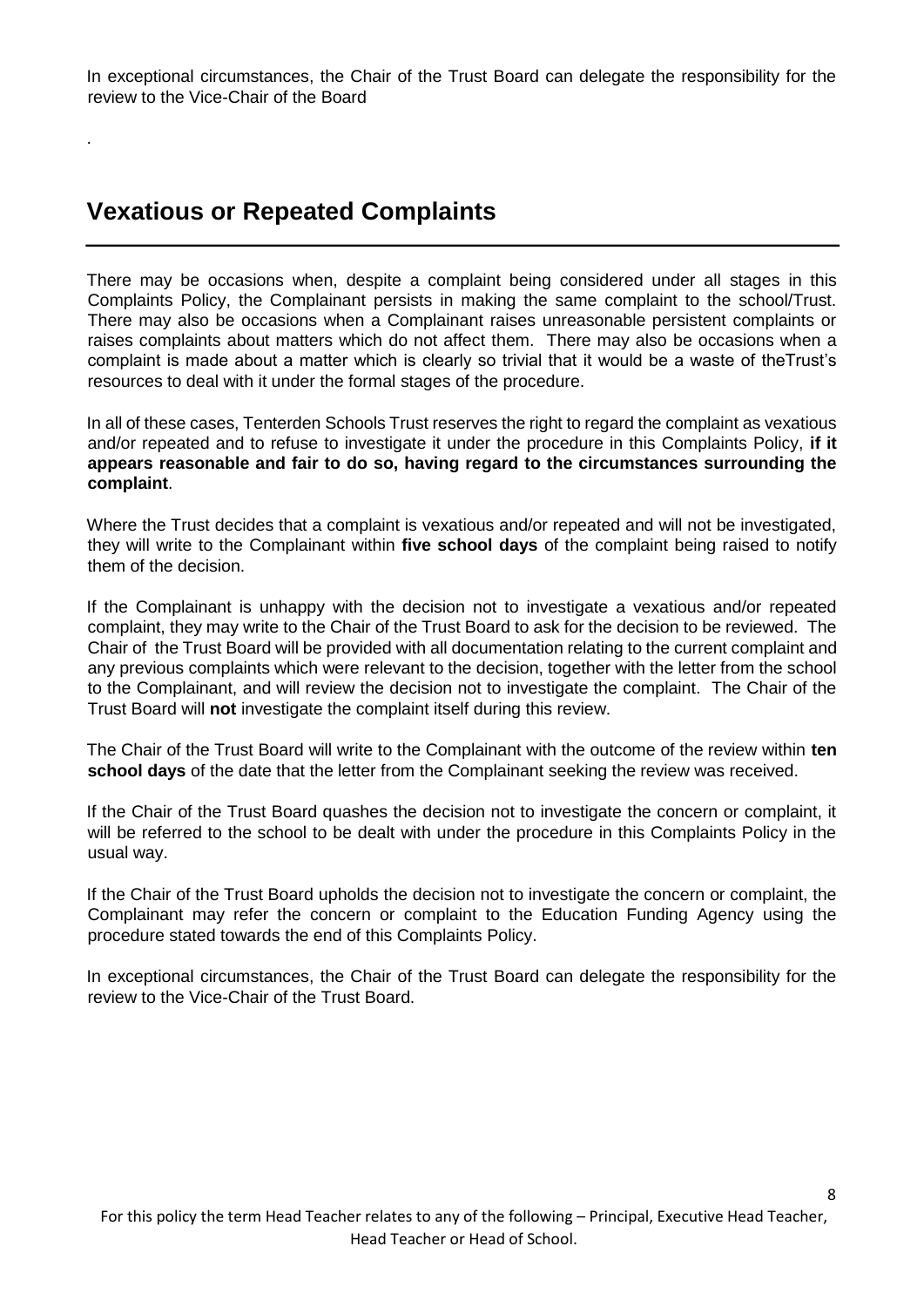In exceptional circumstances, the Chair of the Trust Board can delegate the responsibility for the review to the Vice-Chair of the Board

.

## Vexatious or Repeated Complaints

There may be occasions when, despite a complaint being considered under all stages in this Complaints Policy, the Complainant persists in making the same complaint to the school/Trust. There may also be occasions when a Complainant raises unreasonable persistent complaints or raises complaints about matters which do not affect them. There may also be occasions when a complaint is made about a matter which is clearly so trivial that it would be a waste of theTrust's resources to deal with it under the formal stages of the procedure.

In all of these cases, Tenterden Schools Trust reserves the right to regard the complaint as vexatious and/or repeated and to refuse to investigate it under the procedure in this Complaints Policy, **if it appears reasonable and fair to do so, having regard to the circumstances surrounding the complaint**.

Where the Trust decides that a complaint is vexatious and/or repeated and will not be investigated, they will write to the Complainant within **five school days** of the complaint being raised to notify them of the decision.

If the Complainant is unhappy with the decision not to investigate a vexatious and/or repeated complaint, they may write to the Chair of the Trust Board to ask for the decision to be reviewed. The Chair of the Trust Board will be provided with all documentation relating to the current complaint and any previous complaints which were relevant to the decision, together with the letter from the school to the Complainant, and will review the decision not to investigate the complaint. The Chair of the Trust Board will **not** investigate the complaint itself during this review.

The Chair of the Trust Board will write to the Complainant with the outcome of the review within **ten school days** of the date that the letter from the Complainant seeking the review was received.

If the Chair of the Trust Board quashes the decision not to investigate the concern or complaint, it will be referred to the school to be dealt with under the procedure in this Complaints Policy in the usual way.

If the Chair of the Trust Board upholds the decision not to investigate the concern or complaint, the Complainant may refer the concern or complaint to the Education Funding Agency using the procedure stated towards the end of this Complaints Policy.

In exceptional circumstances, the Chair of the Trust Board can delegate the responsibility for the review to the Vice-Chair of the Trust Board.

For this policy the term Head Teacher relates to any of the following – Principal, Executive Head Teacher, Head Teacher or Head of School.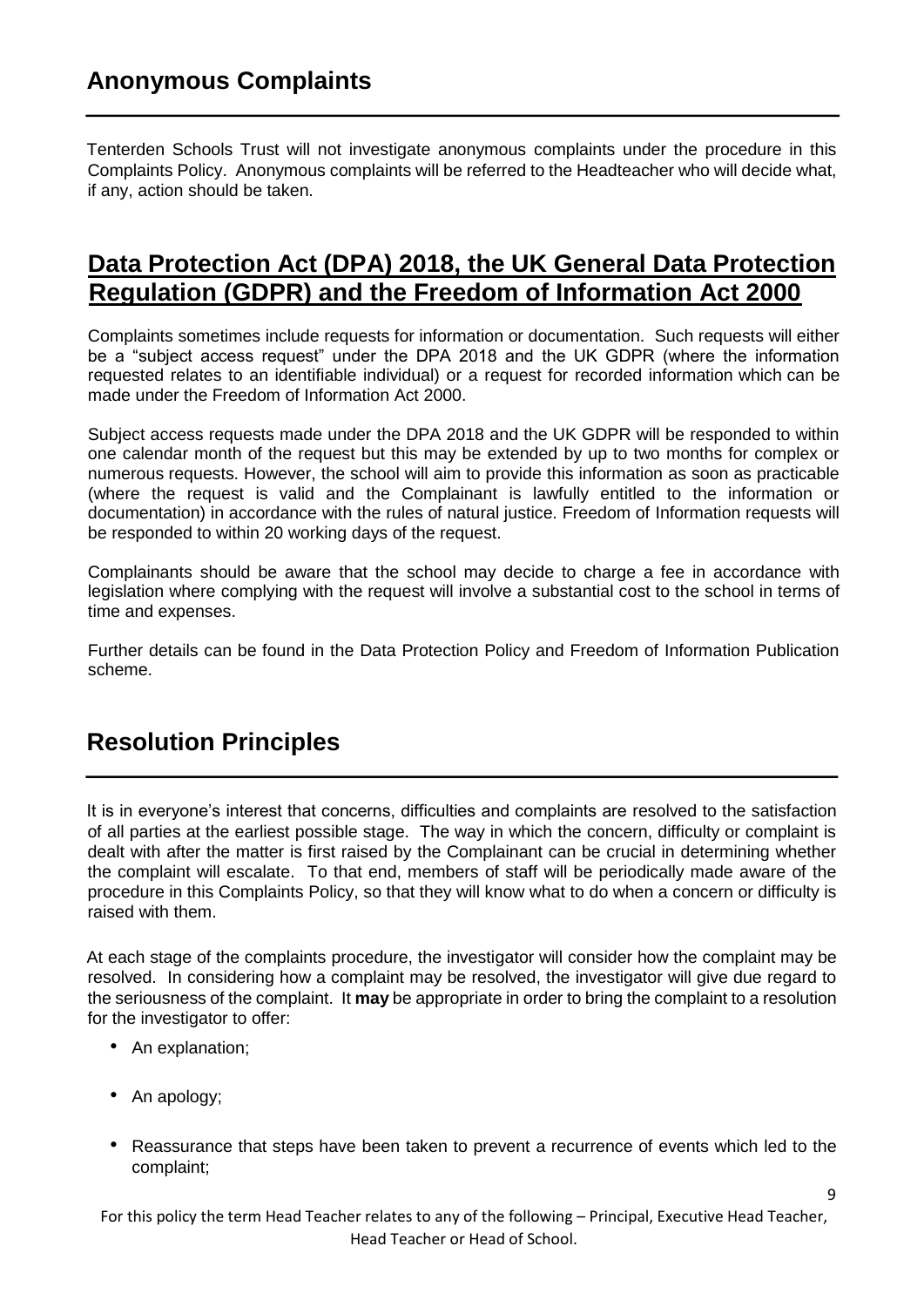## Anonymous Complaints

Tenterden Schools Trust will not investigate anonymous complaints under the procedure in this Complaints Policy. Anonymous complaints will be referred to the Headteacher who will decide what, if any, action should be taken.

## Data Protection Act (DPA) 2018, the UK General Data Protection Regulation (GDPR) and the Freedom of Information Act 2000

Complaints sometimes include requests for information or documentation. Such requests will either be a "subject access request" under the DPA 2018 and the UK GDPR (where the information requested relates to an identifiable individual) or a request for recorded information which can be made under the Freedom of Information Act 2000.

Subject access requests made under the DPA 2018 and the UK GDPR will be responded to within one calendar month of the request but this may be extended by up to two months for complex or numerous requests. However, the school will aim to provide this information as soon as practicable (where the request is valid and the Complainant is lawfully entitled to the information or documentation) in accordance with the rules of natural justice. Freedom of Information requests will be responded to within 20 working days of the request.

Complainants should be aware that the school may decide to charge a fee in accordance with legislation where complying with the request will involve a substantial cost to the school in terms of time and expenses.

Further details can be found in the Data Protection Policy and Freedom of Information Publication scheme.

## Resolution Principles

It is in everyone's interest that concerns, difficulties and complaints are resolved to the satisfaction of all parties at the earliest possible stage. The way in which the concern, difficulty or complaint is dealt with after the matter is first raised by the Complainant can be crucial in determining whether the complaint will escalate. To that end, members of staff will be periodically made aware of the procedure in this Complaints Policy, so that they will know what to do when a concern or difficulty is raised with them.

At each stage of the complaints procedure, the investigator will consider how the complaint may be resolved. In considering how a complaint may be resolved, the investigator will give due regard to the seriousness of the complaint. It **may** be appropriate in order to bring the complaint to a resolution for the investigator to offer:

- An explanation;
- An apology;
- Reassurance that steps have been taken to prevent a recurrence of events which led to the complaint;

For this policy the term Head Teacher relates to any of the following – Principal, Executive Head Teacher, Head Teacher or Head of School.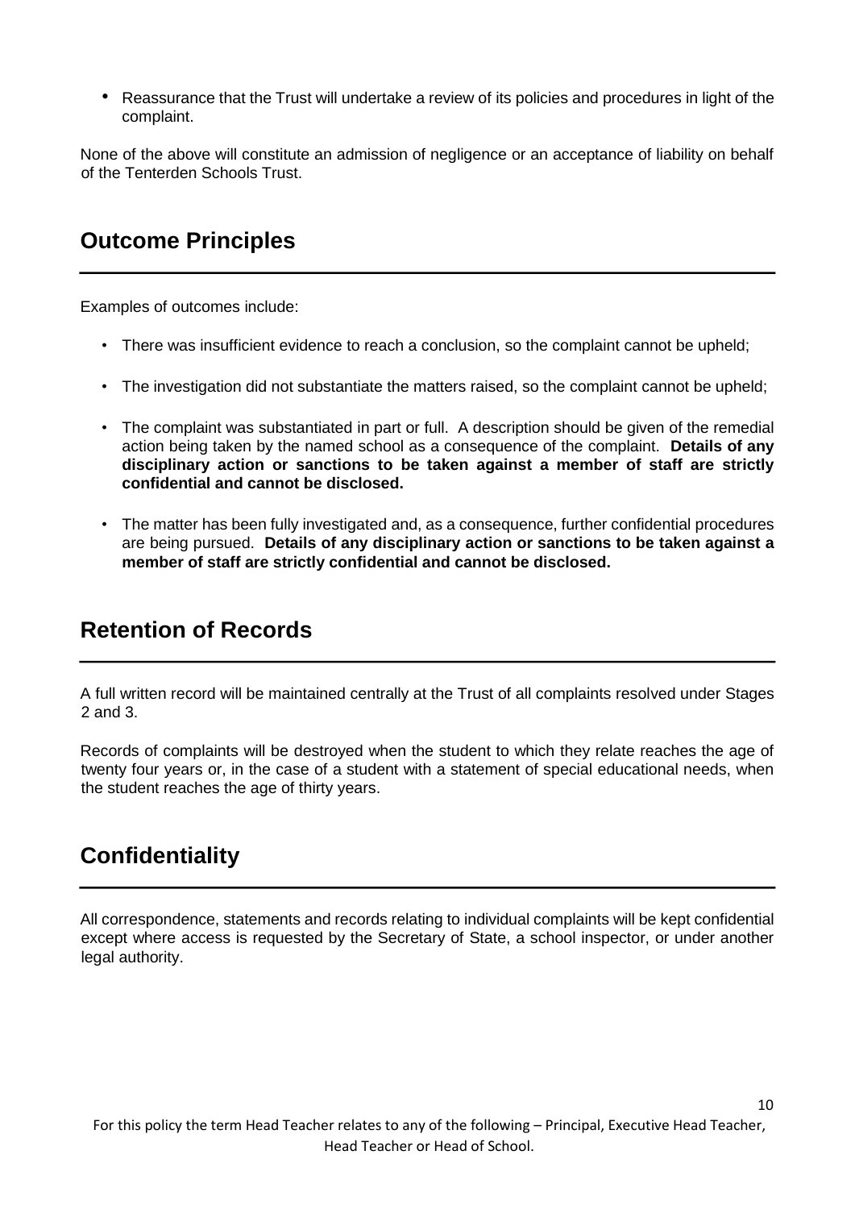- Reassurance that the Trust will undertake a review of its policies and procedures in light of the complaint.

None of the above will constitute an admission of negligence or an acceptance of liability on behalf of the Tenterden Schools Trust.

## Outcome Principles

Examples of outcomes include:

- There was insufficient evidence to reach a conclusion, so the complaint cannot be upheld;
- The investigation did not substantiate the matters raised, so the complaint cannot be upheld;
- The complaint was substantiated in part or full. A description should be given of the remedial action being taken by the named school as a consequence of the complaint. **Details of any disciplinary action or sanctions to be taken against a member of staff are strictly confidential and cannot be disclosed.**
- The matter has been fully investigated and, as a consequence, further confidential procedures are being pursued. **Details of any disciplinary action or sanctions to be taken against a member of staff are strictly confidential and cannot be disclosed.**

## Retention of Records

A full written record will be maintained centrally at the Trust of all complaints resolved under Stages 2 and 3.

Records of complaints will be destroyed when the student to which they relate reaches the age of twenty four years or, in the case of a student with a statement of special educational needs, when the student reaches the age of thirty years.

## Confidentiality

All correspondence, statements and records relating to individual complaints will be kept confidential except where access is requested by the Secretary of State, a school inspector, or under another legal authority.

For this policy the term Head Teacher relates to any of the following – Principal, Executive Head Teacher, Head Teacher or Head of School.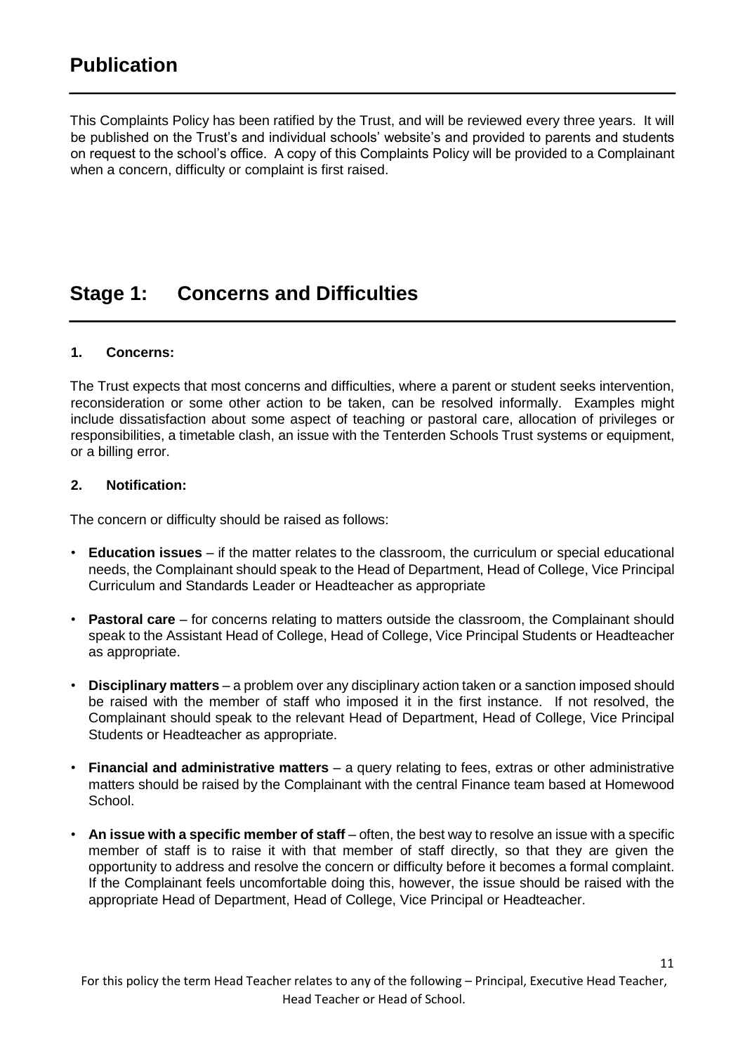## Publication

This Complaints Policy has been ratified by the Trust, and will be reviewed every three years. It will be published on the Trust's and individual schools' website's and provided to parents and students on request to the school's office. A copy of this Complaints Policy will be provided to a Complainant when a concern, difficulty or complaint is first raised.

## Stage 1: Concerns and Difficulties

### 1. Concerns:

The Trust expects that most concerns and difficulties, where a parent or student seeks intervention, reconsideration or some other action to be taken, can be resolved informally. Examples might include dissatisfaction about some aspect of teaching or pastoral care, allocation of privileges or responsibilities, a timetable clash, an issue with the Tenterden Schools Trust systems or equipment, or a billing error.

### 2. Notification:

The concern or difficulty should be raised as follows:

- **Education issues** – if the matter relates to the classroom, the curriculum or special educational needs, the Complainant should speak to the Head of Department, Head of College, Vice Principal Curriculum and Standards Leader or Headteacher as appropriate
- **Pastoral care** – for concerns relating to matters outside the classroom, the Complainant should speak to the Assistant Head of College, Head of College, Vice Principal Students or Headteacher as appropriate.
- **Disciplinary matters** – a problem over any disciplinary action taken or a sanction imposed should be raised with the member of staff who imposed it in the first instance. If not resolved, the Complainant should speak to the relevant Head of Department, Head of College, Vice Principal Students or Headteacher as appropriate.
- **Financial and administrative matters** – a query relating to fees, extras or other administrative matters should be raised by the Complainant with the central Finance team based at Homewood School.
- **An issue with a specific member of staff** – often, the best way to resolve an issue with a specific member of staff is to raise it with that member of staff directly, so that they are given the opportunity to address and resolve the concern or difficulty before it becomes a formal complaint. If the Complainant feels uncomfortable doing this, however, the issue should be raised with the appropriate Head of Department, Head of College, Vice Principal or Headteacher.

For this policy the term Head Teacher relates to any of the following – Principal, Executive Head Teacher, Head Teacher or Head of School.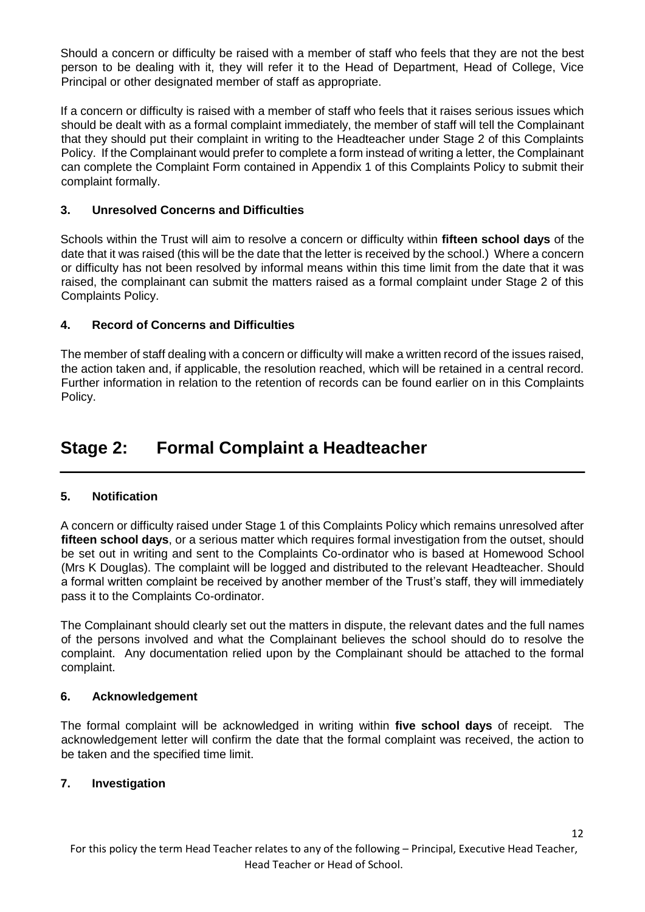Should a concern or difficulty be raised with a member of staff who feels that they are not the best person to be dealing with it, they will refer it to the Head of Department, Head of College, Vice Principal or other designated member of staff as appropriate.

If a concern or difficulty is raised with a member of staff who feels that it raises serious issues which should be dealt with as a formal complaint immediately, the member of staff will tell the Complainant that they should put their complaint in writing to the Headteacher under Stage 2 of this Complaints Policy. If the Complainant would prefer to complete a form instead of writing a letter, the Complainant can complete the Complaint Form contained in Appendix 1 of this Complaints Policy to submit their complaint formally.

### 3. Unresolved Concerns and Difficulties

Schools within the Trust will aim to resolve a concern or difficulty within **fifteen school days** of the date that it was raised (this will be the date that the letter is received by the school.) Where a concern or difficulty has not been resolved by informal means within this time limit from the date that it was raised, the complainant can submit the matters raised as a formal complaint under Stage 2 of this Complaints Policy.

### 4. Record of Concerns and Difficulties

The member of staff dealing with a concern or difficulty will make a written record of the issues raised, the action taken and, if applicable, the resolution reached, which will be retained in a central record. Further information in relation to the retention of records can be found earlier on in this Complaints Policy.

## Stage 2: Formal Complaint a Headteacher

### 5. Notification

A concern or difficulty raised under Stage 1 of this Complaints Policy which remains unresolved after **fifteen school days**, or a serious matter which requires formal investigation from the outset, should be set out in writing and sent to the Complaints Co-ordinator who is based at Homewood School (Mrs K Douglas). The complaint will be logged and distributed to the relevant Headteacher. Should a formal written complaint be received by another member of the Trust's staff, they will immediately pass it to the Complaints Co-ordinator.

The Complainant should clearly set out the matters in dispute, the relevant dates and the full names of the persons involved and what the Complainant believes the school should do to resolve the complaint. Any documentation relied upon by the Complainant should be attached to the formal complaint.

### 6. Acknowledgement

The formal complaint will be acknowledged in writing within **five school days** of receipt. The acknowledgement letter will confirm the date that the formal complaint was received, the action to be taken and the specified time limit.

### 7. Investigation

For this policy the term Head Teacher relates to any of the following – Principal, Executive Head Teacher, Head Teacher or Head of School.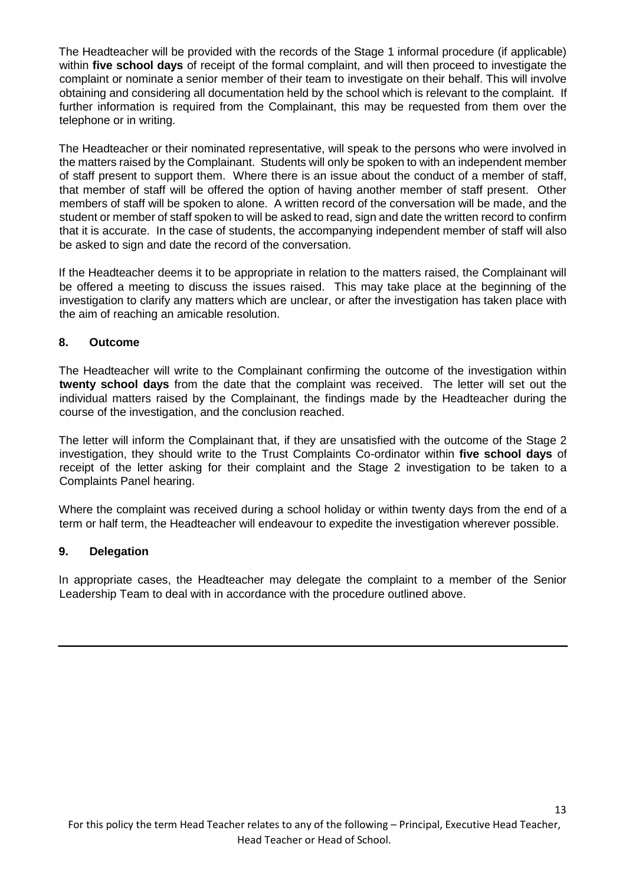The Headteacher will be provided with the records of the Stage 1 informal procedure (if applicable) within **five school days** of receipt of the formal complaint, and will then proceed to investigate the complaint or nominate a senior member of their team to investigate on their behalf. This will involve obtaining and considering all documentation held by the school which is relevant to the complaint. If further information is required from the Complainant, this may be requested from them over the telephone or in writing.

The Headteacher or their nominated representative, will speak to the persons who were involved in the matters raised by the Complainant. Students will only be spoken to with an independent member of staff present to support them. Where there is an issue about the conduct of a member of staff, that member of staff will be offered the option of having another member of staff present. Other members of staff will be spoken to alone. A written record of the conversation will be made, and the student or member of staff spoken to will be asked to read, sign and date the written record to confirm that it is accurate. In the case of students, the accompanying independent member of staff will also be asked to sign and date the record of the conversation.

If the Headteacher deems it to be appropriate in relation to the matters raised, the Complainant will be offered a meeting to discuss the issues raised. This may take place at the beginning of the investigation to clarify any matters which are unclear, or after the investigation has taken place with the aim of reaching an amicable resolution.

## 8. Outcome

The Headteacher will write to the Complainant confirming the outcome of the investigation within **twenty school days** from the date that the complaint was received. The letter will set out the individual matters raised by the Complainant, the findings made by the Headteacher during the course of the investigation, and the conclusion reached.

The letter will inform the Complainant that, if they are unsatisfied with the outcome of the Stage 2 investigation, they should write to the Trust Complaints Co-ordinator within **five school days** of receipt of the letter asking for their complaint and the Stage 2 investigation to be taken to a Complaints Panel hearing.

Where the complaint was received during a school holiday or within twenty days from the end of a term or half term, the Headteacher will endeavour to expedite the investigation wherever possible.

## 9. Delegation

In appropriate cases, the Headteacher may delegate the complaint to a member of the Senior Leadership Team to deal with in accordance with the procedure outlined above.

---

For this policy the term Head Teacher relates to any of the following – Principal, Executive Head Teacher, Head Teacher or Head of School.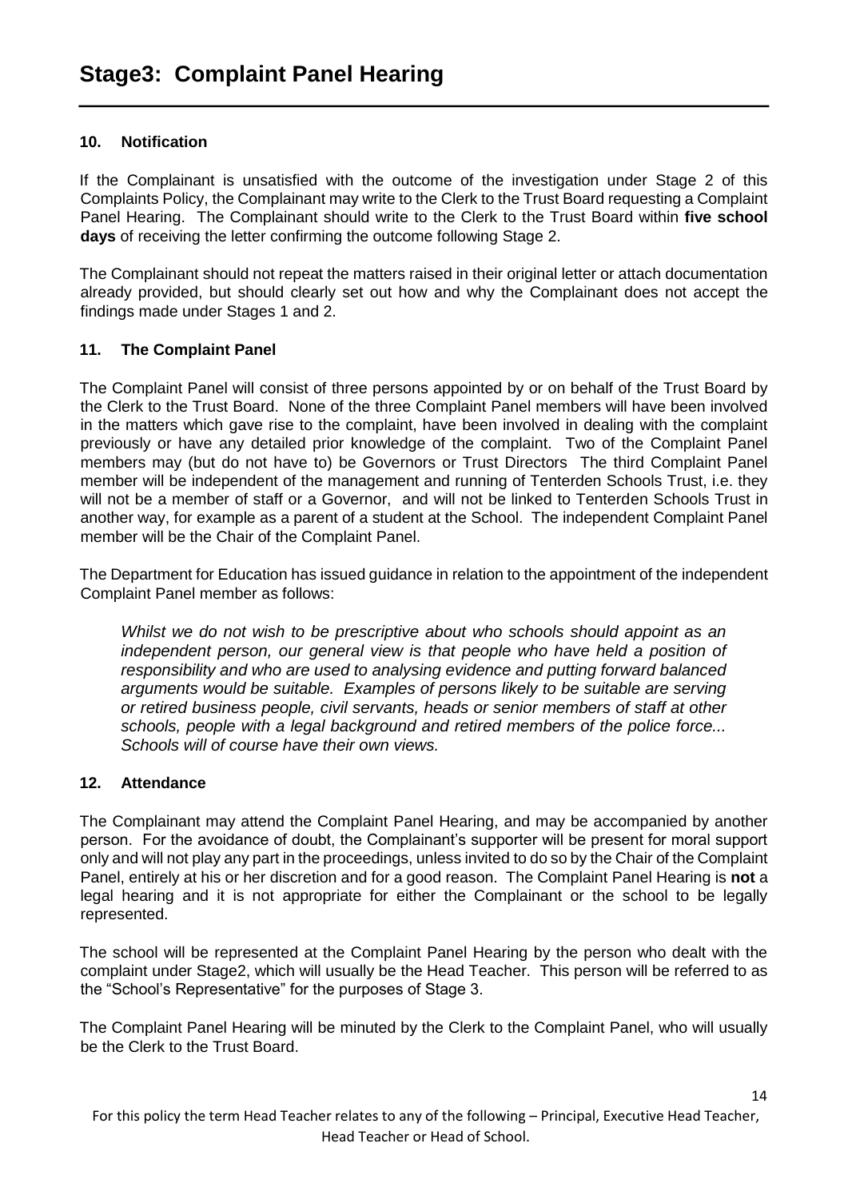# Stage3: Complaint Panel Hearing

### 10. Notification

If the Complainant is unsatisfied with the outcome of the investigation under Stage 2 of this Complaints Policy, the Complainant may write to the Clerk to the Trust Board requesting a Complaint Panel Hearing. The Complainant should write to the Clerk to the Trust Board within **five school days** of receiving the letter confirming the outcome following Stage 2.

The Complainant should not repeat the matters raised in their original letter or attach documentation already provided, but should clearly set out how and why the Complainant does not accept the findings made under Stages 1 and 2.

### 11. The Complaint Panel

The Complaint Panel will consist of three persons appointed by or on behalf of the Trust Board by the Clerk to the Trust Board. None of the three Complaint Panel members will have been involved in the matters which gave rise to the complaint, have been involved in dealing with the complaint previously or have any detailed prior knowledge of the complaint. Two of the Complaint Panel members may (but do not have to) be Governors or Trust Directors The third Complaint Panel member will be independent of the management and running of Tenterden Schools Trust, i.e. they will not be a member of staff or a Governor, and will not be linked to Tenterden Schools Trust in another way, for example as a parent of a student at the School. The independent Complaint Panel member will be the Chair of the Complaint Panel.

The Department for Education has issued guidance in relation to the appointment of the independent Complaint Panel member as follows:

> *Whilst we do not wish to be prescriptive about who schools should appoint as an independent person, our general view is that people who have held a position of responsibility and who are used to analysing evidence and putting forward balanced arguments would be suitable. Examples of persons likely to be suitable are serving or retired business people, civil servants, heads or senior members of staff at other schools, people with a legal background and retired members of the police force... Schools will of course have their own views.*

### 12. Attendance

The Complainant may attend the Complaint Panel Hearing, and may be accompanied by another person. For the avoidance of doubt, the Complainant's supporter will be present for moral support only and will not play any part in the proceedings, unless invited to do so by the Chair of the Complaint Panel, entirely at his or her discretion and for a good reason. The Complaint Panel Hearing is **not** a legal hearing and it is not appropriate for either the Complainant or the school to be legally represented.

The school will be represented at the Complaint Panel Hearing by the person who dealt with the complaint under Stage2, which will usually be the Head Teacher. This person will be referred to as the "School's Representative" for the purposes of Stage 3.

The Complaint Panel Hearing will be minuted by the Clerk to the Complaint Panel, who will usually be the Clerk to the Trust Board.

For this policy the term Head Teacher relates to any of the following – Principal, Executive Head Teacher, Head Teacher or Head of School.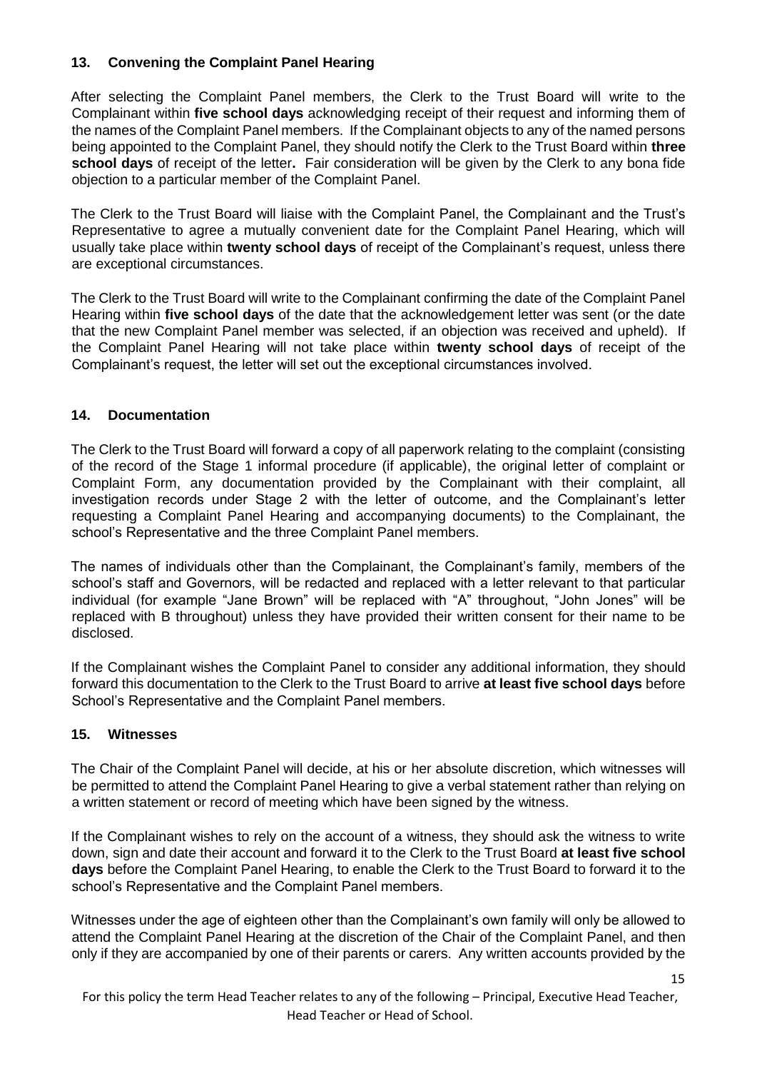## 13. Convening the Complaint Panel Hearing

After selecting the Complaint Panel members, the Clerk to the Trust Board will write to the Complainant within **five school days** acknowledging receipt of their request and informing them of the names of the Complaint Panel members. If the Complainant objects to any of the named persons being appointed to the Complaint Panel, they should notify the Clerk to the Trust Board within **three school days** of receipt of the letter**.** Fair consideration will be given by the Clerk to any bona fide objection to a particular member of the Complaint Panel.

The Clerk to the Trust Board will liaise with the Complaint Panel, the Complainant and the Trust's Representative to agree a mutually convenient date for the Complaint Panel Hearing, which will usually take place within **twenty school days** of receipt of the Complainant's request, unless there are exceptional circumstances.

The Clerk to the Trust Board will write to the Complainant confirming the date of the Complaint Panel Hearing within **five school days** of the date that the acknowledgement letter was sent (or the date that the new Complaint Panel member was selected, if an objection was received and upheld). If the Complaint Panel Hearing will not take place within **twenty school days** of receipt of the Complainant's request, the letter will set out the exceptional circumstances involved.

## 14. Documentation

The Clerk to the Trust Board will forward a copy of all paperwork relating to the complaint (consisting of the record of the Stage 1 informal procedure (if applicable), the original letter of complaint or Complaint Form, any documentation provided by the Complainant with their complaint, all investigation records under Stage 2 with the letter of outcome, and the Complainant's letter requesting a Complaint Panel Hearing and accompanying documents) to the Complainant, the school's Representative and the three Complaint Panel members.

The names of individuals other than the Complainant, the Complainant's family, members of the school's staff and Governors, will be redacted and replaced with a letter relevant to that particular individual (for example "Jane Brown" will be replaced with "A" throughout, "John Jones" will be replaced with B throughout) unless they have provided their written consent for their name to be disclosed.

If the Complainant wishes the Complaint Panel to consider any additional information, they should forward this documentation to the Clerk to the Trust Board to arrive **at least five school days** before School's Representative and the Complaint Panel members.

## 15. Witnesses

The Chair of the Complaint Panel will decide, at his or her absolute discretion, which witnesses will be permitted to attend the Complaint Panel Hearing to give a verbal statement rather than relying on a written statement or record of meeting which have been signed by the witness.

If the Complainant wishes to rely on the account of a witness, they should ask the witness to write down, sign and date their account and forward it to the Clerk to the Trust Board **at least five school days** before the Complaint Panel Hearing, to enable the Clerk to the Trust Board to forward it to the school's Representative and the Complaint Panel members.

Witnesses under the age of eighteen other than the Complainant's own family will only be allowed to attend the Complaint Panel Hearing at the discretion of the Chair of the Complaint Panel, and then only if they are accompanied by one of their parents or carers. Any written accounts provided by the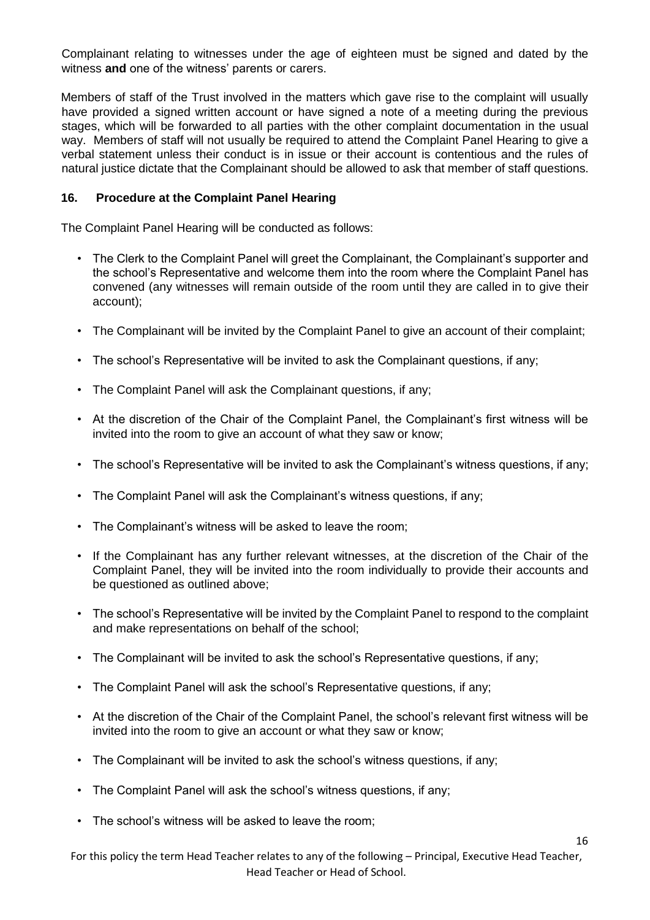Complainant relating to witnesses under the age of eighteen must be signed and dated by the witness **and** one of the witness' parents or carers.

Members of staff of the Trust involved in the matters which gave rise to the complaint will usually have provided a signed written account or have signed a note of a meeting during the previous stages, which will be forwarded to all parties with the other complaint documentation in the usual way. Members of staff will not usually be required to attend the Complaint Panel Hearing to give a verbal statement unless their conduct is in issue or their account is contentious and the rules of natural justice dictate that the Complainant should be allowed to ask that member of staff questions.

### 16. Procedure at the Complaint Panel Hearing

The Complaint Panel Hearing will be conducted as follows:

- The Clerk to the Complaint Panel will greet the Complainant, the Complainant's supporter and the school's Representative and welcome them into the room where the Complaint Panel has convened (any witnesses will remain outside of the room until they are called in to give their account);
- The Complainant will be invited by the Complaint Panel to give an account of their complaint;
- The school's Representative will be invited to ask the Complainant questions, if any;
- The Complaint Panel will ask the Complainant questions, if any;
- At the discretion of the Chair of the Complaint Panel, the Complainant's first witness will be invited into the room to give an account of what they saw or know;
- The school's Representative will be invited to ask the Complainant's witness questions, if any;
- The Complaint Panel will ask the Complainant's witness questions, if any;
- The Complainant's witness will be asked to leave the room;
- If the Complainant has any further relevant witnesses, at the discretion of the Chair of the Complaint Panel, they will be invited into the room individually to provide their accounts and be questioned as outlined above;
- The school's Representative will be invited by the Complaint Panel to respond to the complaint and make representations on behalf of the school;
- The Complainant will be invited to ask the school's Representative questions, if any;
- The Complaint Panel will ask the school's Representative questions, if any;
- At the discretion of the Chair of the Complaint Panel, the school's relevant first witness will be invited into the room to give an account or what they saw or know;
- The Complainant will be invited to ask the school's witness questions, if any;
- The Complaint Panel will ask the school's witness questions, if any;
- The school's witness will be asked to leave the room;

For this policy the term Head Teacher relates to any of the following – Principal, Executive Head Teacher, Head Teacher or Head of School.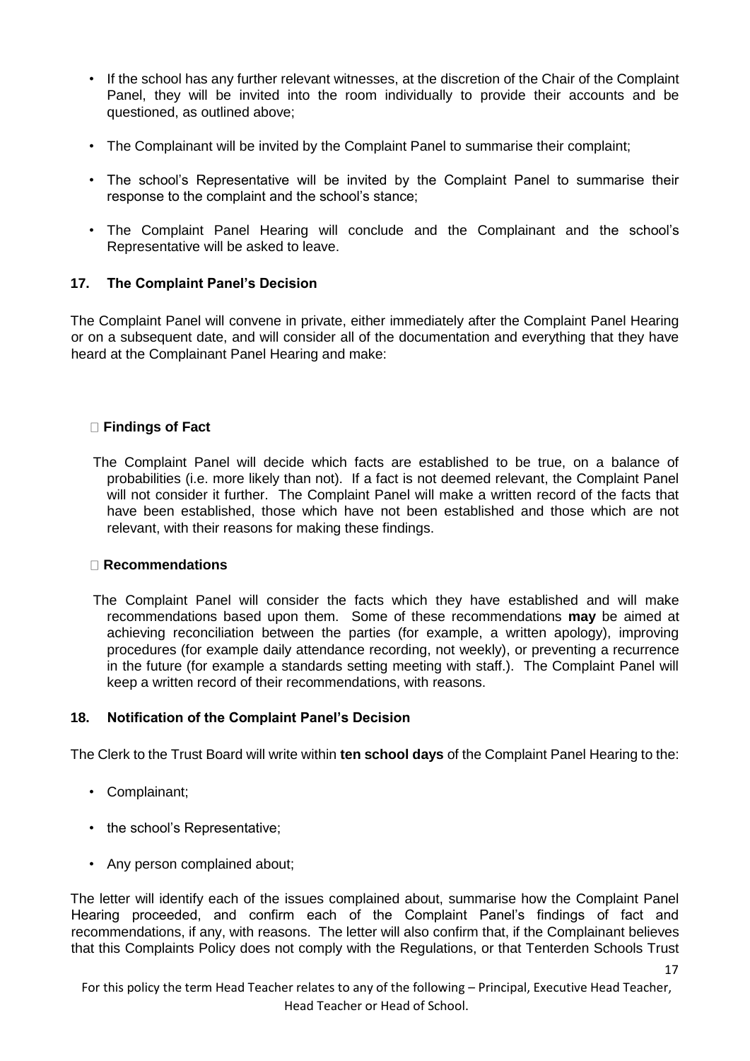- If the school has any further relevant witnesses, at the discretion of the Chair of the Complaint Panel, they will be invited into the room individually to provide their accounts and be questioned, as outlined above;
- The Complainant will be invited by the Complaint Panel to summarise their complaint;
- The school's Representative will be invited by the Complaint Panel to summarise their response to the complaint and the school's stance;
- The Complaint Panel Hearing will conclude and the Complainant and the school's Representative will be asked to leave.

## 17. The Complaint Panel's Decision

The Complaint Panel will convene in private, either immediately after the Complaint Panel Hearing or on a subsequent date, and will consider all of the documentation and everything that they have heard at the Complainant Panel Hearing and make:

- **Findings of Fact**

  The Complaint Panel will decide which facts are established to be true, on a balance of probabilities (i.e. more likely than not). If a fact is not deemed relevant, the Complaint Panel will not consider it further. The Complaint Panel will make a written record of the facts that have been established, those which have not been established and those which are not relevant, with their reasons for making these findings.

- **Recommendations**

  The Complaint Panel will consider the facts which they have established and will make recommendations based upon them. Some of these recommendations **may** be aimed at achieving reconciliation between the parties (for example, a written apology), improving procedures (for example daily attendance recording, not weekly), or preventing a recurrence in the future (for example a standards setting meeting with staff.). The Complaint Panel will keep a written record of their recommendations, with reasons.

## 18. Notification of the Complaint Panel's Decision

The Clerk to the Trust Board will write within **ten school days** of the Complaint Panel Hearing to the:

- Complainant;
- the school's Representative;
- Any person complained about;

The letter will identify each of the issues complained about, summarise how the Complaint Panel Hearing proceeded, and confirm each of the Complaint Panel's findings of fact and recommendations, if any, with reasons. The letter will also confirm that, if the Complainant believes that this Complaints Policy does not comply with the Regulations, or that Tenterden Schools Trust

For this policy the term Head Teacher relates to any of the following – Principal, Executive Head Teacher, Head Teacher or Head of School.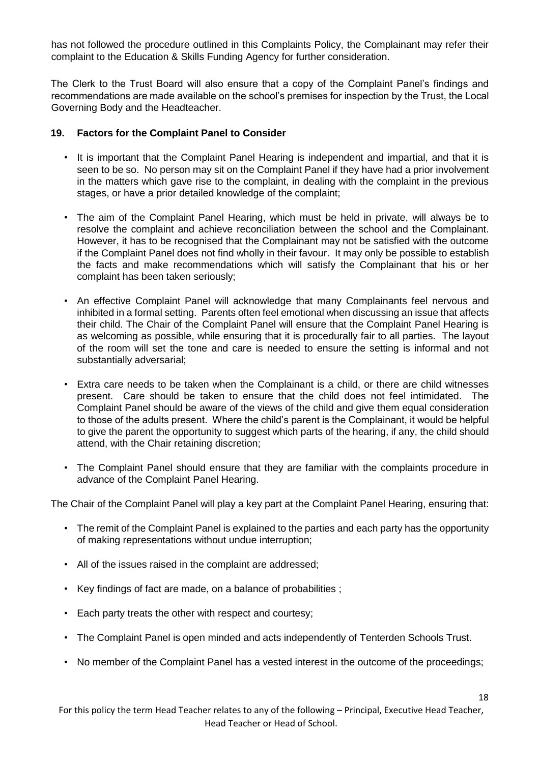has not followed the procedure outlined in this Complaints Policy, the Complainant may refer their complaint to the Education & Skills Funding Agency for further consideration.

The Clerk to the Trust Board will also ensure that a copy of the Complaint Panel's findings and recommendations are made available on the school's premises for inspection by the Trust, the Local Governing Body and the Headteacher.

## 19. Factors for the Complaint Panel to Consider

- It is important that the Complaint Panel Hearing is independent and impartial, and that it is seen to be so. No person may sit on the Complaint Panel if they have had a prior involvement in the matters which gave rise to the complaint, in dealing with the complaint in the previous stages, or have a prior detailed knowledge of the complaint;
- The aim of the Complaint Panel Hearing, which must be held in private, will always be to resolve the complaint and achieve reconciliation between the school and the Complainant. However, it has to be recognised that the Complainant may not be satisfied with the outcome if the Complaint Panel does not find wholly in their favour. It may only be possible to establish the facts and make recommendations which will satisfy the Complainant that his or her complaint has been taken seriously;
- An effective Complaint Panel will acknowledge that many Complainants feel nervous and inhibited in a formal setting. Parents often feel emotional when discussing an issue that affects their child. The Chair of the Complaint Panel will ensure that the Complaint Panel Hearing is as welcoming as possible, while ensuring that it is procedurally fair to all parties. The layout of the room will set the tone and care is needed to ensure the setting is informal and not substantially adversarial;
- Extra care needs to be taken when the Complainant is a child, or there are child witnesses present. Care should be taken to ensure that the child does not feel intimidated. The Complaint Panel should be aware of the views of the child and give them equal consideration to those of the adults present. Where the child's parent is the Complainant, it would be helpful to give the parent the opportunity to suggest which parts of the hearing, if any, the child should attend, with the Chair retaining discretion;
- The Complaint Panel should ensure that they are familiar with the complaints procedure in advance of the Complaint Panel Hearing.

The Chair of the Complaint Panel will play a key part at the Complaint Panel Hearing, ensuring that:

- The remit of the Complaint Panel is explained to the parties and each party has the opportunity of making representations without undue interruption;
- All of the issues raised in the complaint are addressed;
- Key findings of fact are made, on a balance of probabilities ;
- Each party treats the other with respect and courtesy;
- The Complaint Panel is open minded and acts independently of Tenterden Schools Trust.
- No member of the Complaint Panel has a vested interest in the outcome of the proceedings;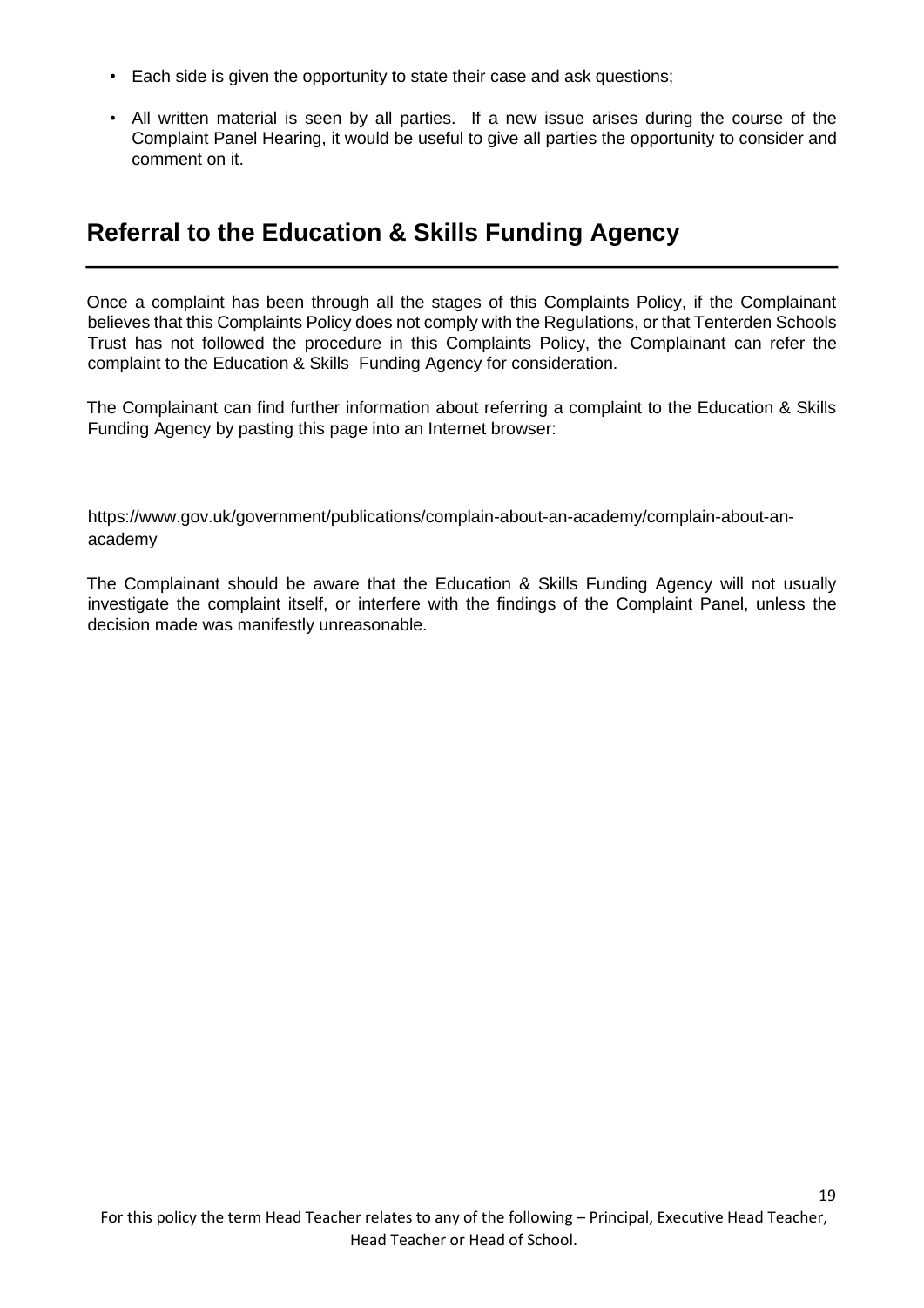- Each side is given the opportunity to state their case and ask questions;
- All written material is seen by all parties. If a new issue arises during the course of the Complaint Panel Hearing, it would be useful to give all parties the opportunity to consider and comment on it.

## Referral to the Education & Skills Funding Agency

Once a complaint has been through all the stages of this Complaints Policy, if the Complainant believes that this Complaints Policy does not comply with the Regulations, or that Tenterden Schools Trust has not followed the procedure in this Complaints Policy, the Complainant can refer the complaint to the Education & Skills Funding Agency for consideration.

The Complainant can find further information about referring a complaint to the Education & Skills Funding Agency by pasting this page into an Internet browser:

https://www.gov.uk/government/publications/complain-about-an-academy/complain-about-an-academy

The Complainant should be aware that the Education & Skills Funding Agency will not usually investigate the complaint itself, or interfere with the findings of the Complaint Panel, unless the decision made was manifestly unreasonable.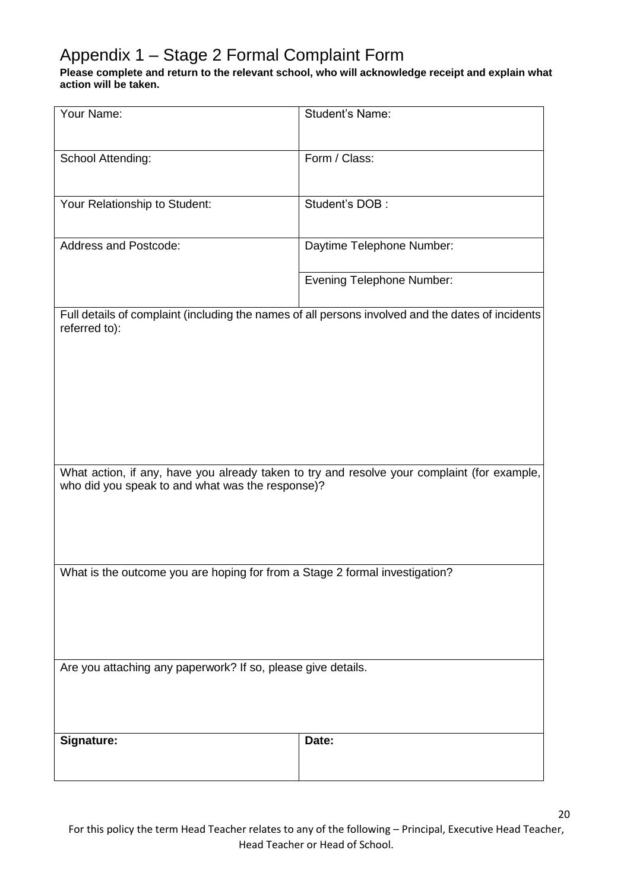# Appendix 1 – Stage 2 Formal Complaint Form

**Please complete and return to the relevant school, who will acknowledge receipt and explain what action will be taken.**

| | |
|---|---|
| Your Name: | Student's Name: |
| School Attending: | Form / Class: |
| Your Relationship to Student: | Student's DOB : |
| Address and Postcode: | Daytime Telephone Number: |
| | Evening Telephone Number: |
| Full details of complaint (including the names of all persons involved and the dates of incidents referred to): | |
| What action, if any, have you already taken to try and resolve your complaint (for example, who did you speak to and what was the response)? | |
| What is the outcome you are hoping for from a Stage 2 formal investigation? | |
| Are you attaching any paperwork? If so, please give details. | |
| **Signature:** | **Date:** |

For this policy the term Head Teacher relates to any of the following – Principal, Executive Head Teacher, Head Teacher or Head of School.